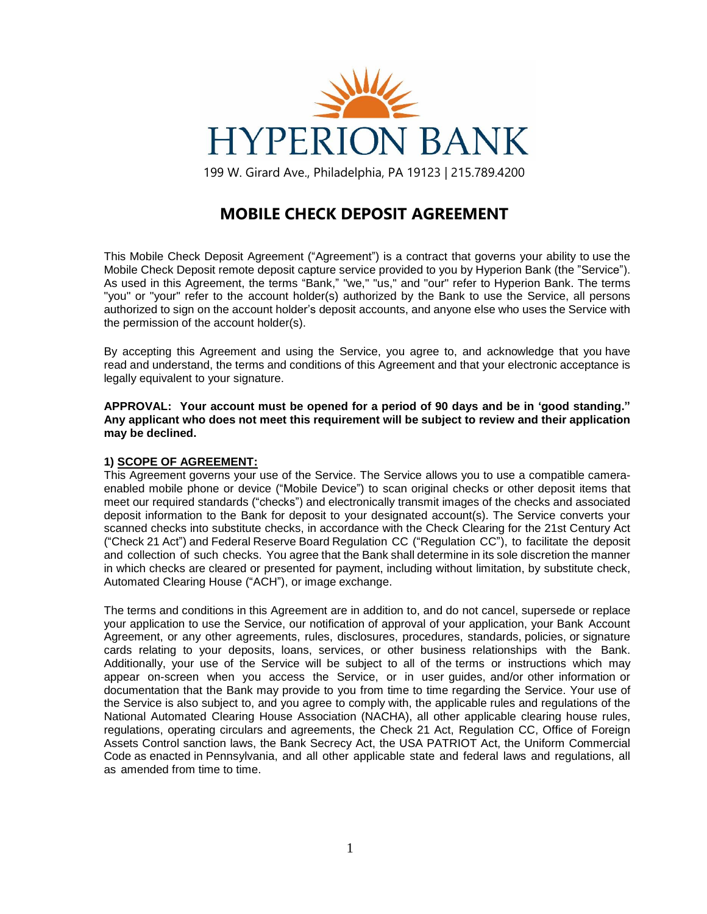# HYPERION BANK

199 W. Girard Ave., Philadelphia, PA 19123 | 215.789.4200

## MOBILE CHECK DEPOSIT AGREEMENT

This Mobile Check Deposit Agreement ("Agreement") is a contract that governs your ability to use the Mobile Check Deposit remote deposit capture service provided to you by Hyperion Bank (the "Service"). As used in this Agreement, the terms "Bank," "we," "us," and "our" refer to Hyperion Bank. The terms "you" or "your" refer to the account holder(s) authorized by the Bank to use the Service, all persons authorized to sign on the account holder's deposit accounts, and anyone else who uses the Service with the permission of the account holder(s).

By accepting this Agreement and using the Service, you agree to, and acknowledge that you have read and understand, the terms and conditions of this Agreement and that your electronic acceptance is legally equivalent to your signature.

**APPROVAL: Your account must be opened for a period of 90 days and be in 'good standing." Any applicant who does not meet this requirement will be subject to review and their application may be declined.**

### 1) SCOPE OF AGREEMENT:

This Agreement governs your use of the Service. The Service allows you to use a compatible camera-enabled mobile phone or device ("Mobile Device") to scan original checks or other deposit items that meet our required standards ("checks") and electronically transmit images of the checks and associated deposit information to the Bank for deposit to your designated account(s). The Service converts your scanned checks into substitute checks, in accordance with the Check Clearing for the 21st Century Act ("Check 21 Act") and Federal Reserve Board Regulation CC ("Regulation CC"), to facilitate the deposit and collection of such checks. You agree that the Bank shall determine in its sole discretion the manner in which checks are cleared or presented for payment, including without limitation, by substitute check, Automated Clearing House ("ACH"), or image exchange.

The terms and conditions in this Agreement are in addition to, and do not cancel, supersede or replace your application to use the Service, our notification of approval of your application, your Bank Account Agreement, or any other agreements, rules, disclosures, procedures, standards, policies, or signature cards relating to your deposits, loans, services, or other business relationships with the Bank. Additionally, your use of the Service will be subject to all of the terms or instructions which may appear on-screen when you access the Service, or in user guides, and/or other information or documentation that the Bank may provide to you from time to time regarding the Service. Your use of the Service is also subject to, and you agree to comply with, the applicable rules and regulations of the National Automated Clearing House Association (NACHA), all other applicable clearing house rules, regulations, operating circulars and agreements, the Check 21 Act, Regulation CC, Office of Foreign Assets Control sanction laws, the Bank Secrecy Act, the USA PATRIOT Act, the Uniform Commercial Code as enacted in Pennsylvania, and all other applicable state and federal laws and regulations, all as amended from time to time.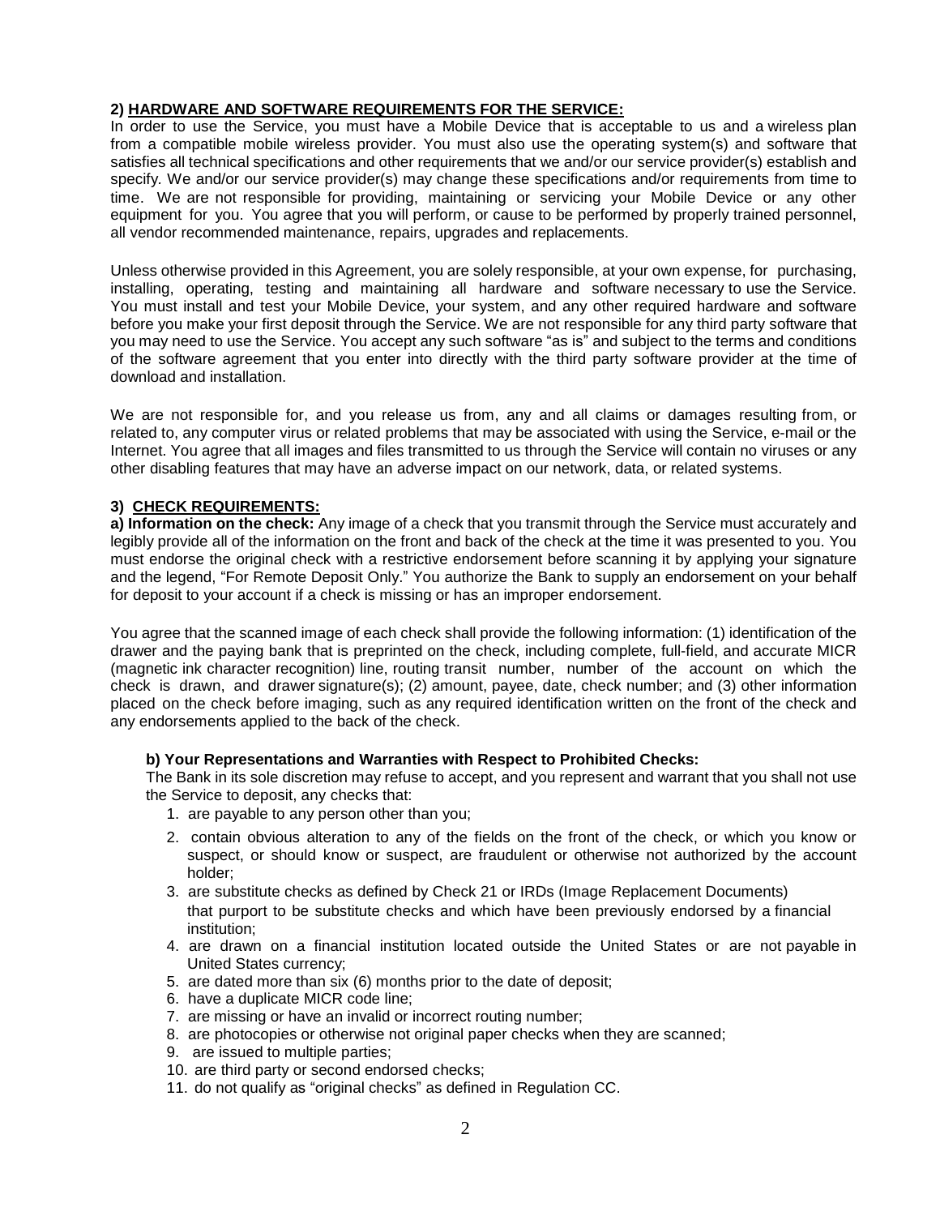**2) HARDWARE AND SOFTWARE REQUIREMENTS FOR THE SERVICE:**

In order to use the Service, you must have a Mobile Device that is acceptable to us and a wireless plan from a compatible mobile wireless provider. You must also use the operating system(s) and software that satisfies all technical specifications and other requirements that we and/or our service provider(s) establish and specify. We and/or our service provider(s) may change these specifications and/or requirements from time to time. We are not responsible for providing, maintaining or servicing your Mobile Device or any other equipment for you. You agree that you will perform, or cause to be performed by properly trained personnel, all vendor recommended maintenance, repairs, upgrades and replacements.

Unless otherwise provided in this Agreement, you are solely responsible, at your own expense, for purchasing, installing, operating, testing and maintaining all hardware and software necessary to use the Service. You must install and test your Mobile Device, your system, and any other required hardware and software before you make your first deposit through the Service. We are not responsible for any third party software that you may need to use the Service. You accept any such software "as is" and subject to the terms and conditions of the software agreement that you enter into directly with the third party software provider at the time of download and installation.

We are not responsible for, and you release us from, any and all claims or damages resulting from, or related to, any computer virus or related problems that may be associated with using the Service, e-mail or the Internet. You agree that all images and files transmitted to us through the Service will contain no viruses or any other disabling features that may have an adverse impact on our network, data, or related systems.

**3) CHECK REQUIREMENTS:**

**a) Information on the check:** Any image of a check that you transmit through the Service must accurately and legibly provide all of the information on the front and back of the check at the time it was presented to you. You must endorse the original check with a restrictive endorsement before scanning it by applying your signature and the legend, "For Remote Deposit Only." You authorize the Bank to supply an endorsement on your behalf for deposit to your account if a check is missing or has an improper endorsement.

You agree that the scanned image of each check shall provide the following information: (1) identification of the drawer and the paying bank that is preprinted on the check, including complete, full-field, and accurate MICR (magnetic ink character recognition) line, routing transit number, number of the account on which the check is drawn, and drawer signature(s); (2) amount, payee, date, check number; and (3) other information placed on the check before imaging, such as any required identification written on the front of the check and any endorsements applied to the back of the check.

**b) Your Representations and Warranties with Respect to Prohibited Checks:**

The Bank in its sole discretion may refuse to accept, and you represent and warrant that you shall not use the Service to deposit, any checks that:

1. are payable to any person other than you;
2. contain obvious alteration to any of the fields on the front of the check, or which you know or suspect, or should know or suspect, are fraudulent or otherwise not authorized by the account holder;
3. are substitute checks as defined by Check 21 or IRDs (Image Replacement Documents) that purport to be substitute checks and which have been previously endorsed by a financial institution;
4. are drawn on a financial institution located outside the United States or are not payable in United States currency;
5. are dated more than six (6) months prior to the date of deposit;
6. have a duplicate MICR code line;
7. are missing or have an invalid or incorrect routing number;
8. are photocopies or otherwise not original paper checks when they are scanned;
9. are issued to multiple parties;
10. are third party or second endorsed checks;
11. do not qualify as "original checks" as defined in Regulation CC.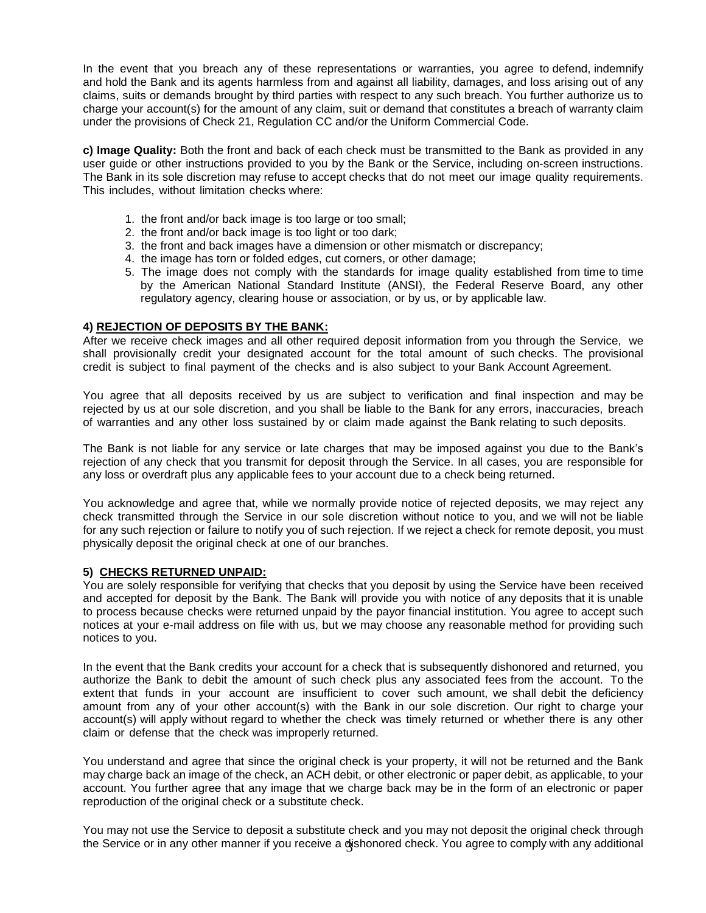In the event that you breach any of these representations or warranties, you agree to defend, indemnify and hold the Bank and its agents harmless from and against all liability, damages, and loss arising out of any claims, suits or demands brought by third parties with respect to any such breach. You further authorize us to charge your account(s) for the amount of any claim, suit or demand that constitutes a breach of warranty claim under the provisions of Check 21, Regulation CC and/or the Uniform Commercial Code.

**c) Image Quality:** Both the front and back of each check must be transmitted to the Bank as provided in any user guide or other instructions provided to you by the Bank or the Service, including on-screen instructions. The Bank in its sole discretion may refuse to accept checks that do not meet our image quality requirements. This includes, without limitation checks where:

1. the front and/or back image is too large or too small;
2. the front and/or back image is too light or too dark;
3. the front and back images have a dimension or other mismatch or discrepancy;
4. the image has torn or folded edges, cut corners, or other damage;
5. The image does not comply with the standards for image quality established from time to time by the American National Standard Institute (ANSI), the Federal Reserve Board, any other regulatory agency, clearing house or association, or by us, or by applicable law.

**4) REJECTION OF DEPOSITS BY THE BANK:**

After we receive check images and all other required deposit information from you through the Service, we shall provisionally credit your designated account for the total amount of such checks. The provisional credit is subject to final payment of the checks and is also subject to your Bank Account Agreement.

You agree that all deposits received by us are subject to verification and final inspection and may be rejected by us at our sole discretion, and you shall be liable to the Bank for any errors, inaccuracies, breach of warranties and any other loss sustained by or claim made against the Bank relating to such deposits.

The Bank is not liable for any service or late charges that may be imposed against you due to the Bank's rejection of any check that you transmit for deposit through the Service. In all cases, you are responsible for any loss or overdraft plus any applicable fees to your account due to a check being returned.

You acknowledge and agree that, while we normally provide notice of rejected deposits, we may reject any check transmitted through the Service in our sole discretion without notice to you, and we will not be liable for any such rejection or failure to notify you of such rejection. If we reject a check for remote deposit, you must physically deposit the original check at one of our branches.

**5) CHECKS RETURNED UNPAID:**

You are solely responsible for verifying that checks that you deposit by using the Service have been received and accepted for deposit by the Bank. The Bank will provide you with notice of any deposits that it is unable to process because checks were returned unpaid by the payor financial institution. You agree to accept such notices at your e-mail address on file with us, but we may choose any reasonable method for providing such notices to you.

In the event that the Bank credits your account for a check that is subsequently dishonored and returned, you authorize the Bank to debit the amount of such check plus any associated fees from the account. To the extent that funds in your account are insufficient to cover such amount, we shall debit the deficiency amount from any of your other account(s) with the Bank in our sole discretion. Our right to charge your account(s) will apply without regard to whether the check was timely returned or whether there is any other claim or defense that the check was improperly returned.

You understand and agree that since the original check is your property, it will not be returned and the Bank may charge back an image of the check, an ACH debit, or other electronic or paper debit, as applicable, to your account. You further agree that any image that we charge back may be in the form of an electronic or paper reproduction of the original check or a substitute check.

You may not use the Service to deposit a substitute check and you may not deposit the original check through the Service or in any other manner if you receive a dishonored check. You agree to comply with any additional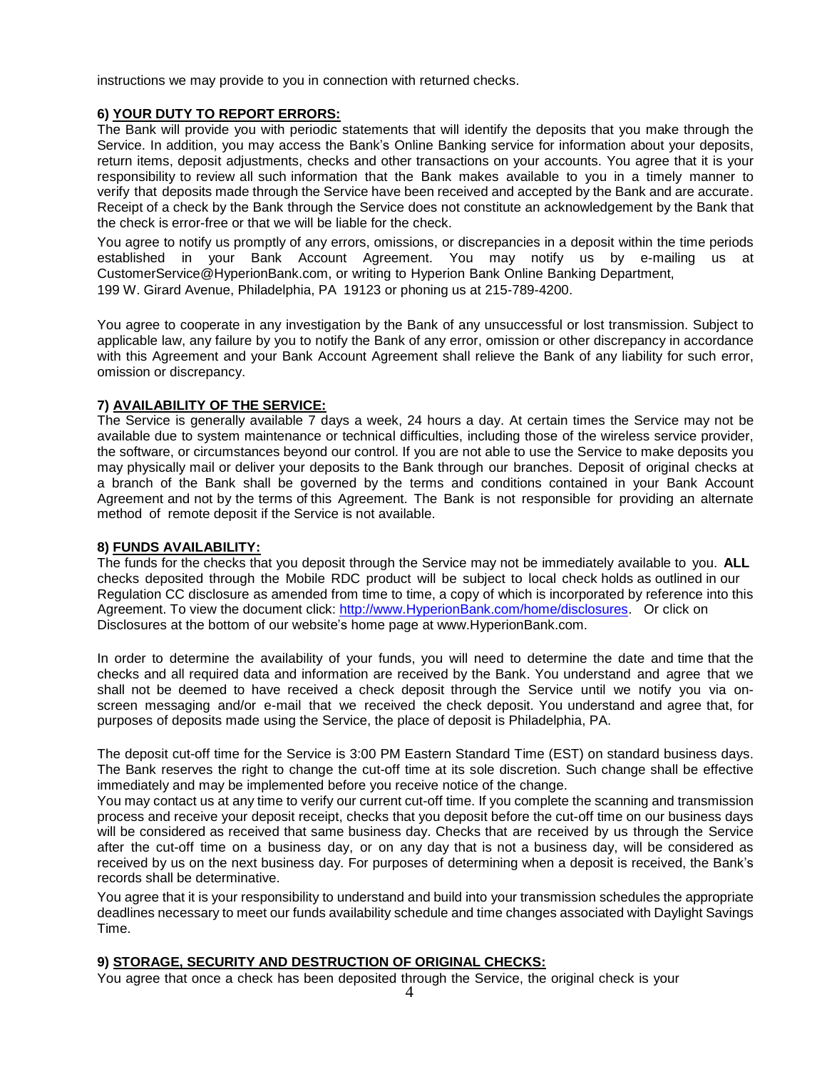instructions we may provide to you in connection with returned checks.

**6) YOUR DUTY TO REPORT ERRORS:**

The Bank will provide you with periodic statements that will identify the deposits that you make through the Service. In addition, you may access the Bank's Online Banking service for information about your deposits, return items, deposit adjustments, checks and other transactions on your accounts. You agree that it is your responsibility to review all such information that the Bank makes available to you in a timely manner to verify that deposits made through the Service have been received and accepted by the Bank and are accurate. Receipt of a check by the Bank through the Service does not constitute an acknowledgement by the Bank that the check is error-free or that we will be liable for the check.

You agree to notify us promptly of any errors, omissions, or discrepancies in a deposit within the time periods established in your Bank Account Agreement. You may notify us by e-mailing us at CustomerService@HyperionBank.com, or writing to Hyperion Bank Online Banking Department, 199 W. Girard Avenue, Philadelphia, PA 19123 or phoning us at 215-789-4200.

You agree to cooperate in any investigation by the Bank of any unsuccessful or lost transmission. Subject to applicable law, any failure by you to notify the Bank of any error, omission or other discrepancy in accordance with this Agreement and your Bank Account Agreement shall relieve the Bank of any liability for such error, omission or discrepancy.

**7) AVAILABILITY OF THE SERVICE:**

The Service is generally available 7 days a week, 24 hours a day. At certain times the Service may not be available due to system maintenance or technical difficulties, including those of the wireless service provider, the software, or circumstances beyond our control. If you are not able to use the Service to make deposits you may physically mail or deliver your deposits to the Bank through our branches. Deposit of original checks at a branch of the Bank shall be governed by the terms and conditions contained in your Bank Account Agreement and not by the terms of this Agreement. The Bank is not responsible for providing an alternate method of remote deposit if the Service is not available.

**8) FUNDS AVAILABILITY:**

The funds for the checks that you deposit through the Service may not be immediately available to you. **ALL** checks deposited through the Mobile RDC product will be subject to local check holds as outlined in our Regulation CC disclosure as amended from time to time, a copy of which is incorporated by reference into this Agreement. To view the document click: [http://www.HyperionBank.com/home/disclosures](http://www.HyperionBank.com/home/disclosures). Or click on Disclosures at the bottom of our website's home page at www.HyperionBank.com.

In order to determine the availability of your funds, you will need to determine the date and time that the checks and all required data and information are received by the Bank. You understand and agree that we shall not be deemed to have received a check deposit through the Service until we notify you via on-screen messaging and/or e-mail that we received the check deposit. You understand and agree that, for purposes of deposits made using the Service, the place of deposit is Philadelphia, PA.

The deposit cut-off time for the Service is 3:00 PM Eastern Standard Time (EST) on standard business days. The Bank reserves the right to change the cut-off time at its sole discretion. Such change shall be effective immediately and may be implemented before you receive notice of the change.

You may contact us at any time to verify our current cut-off time. If you complete the scanning and transmission process and receive your deposit receipt, checks that you deposit before the cut-off time on our business days will be considered as received that same business day. Checks that are received by us through the Service after the cut-off time on a business day, or on any day that is not a business day, will be considered as received by us on the next business day. For purposes of determining when a deposit is received, the Bank's records shall be determinative.

You agree that it is your responsibility to understand and build into your transmission schedules the appropriate deadlines necessary to meet our funds availability schedule and time changes associated with Daylight Savings Time.

**9) STORAGE, SECURITY AND DESTRUCTION OF ORIGINAL CHECKS:**

You agree that once a check has been deposited through the Service, the original check is your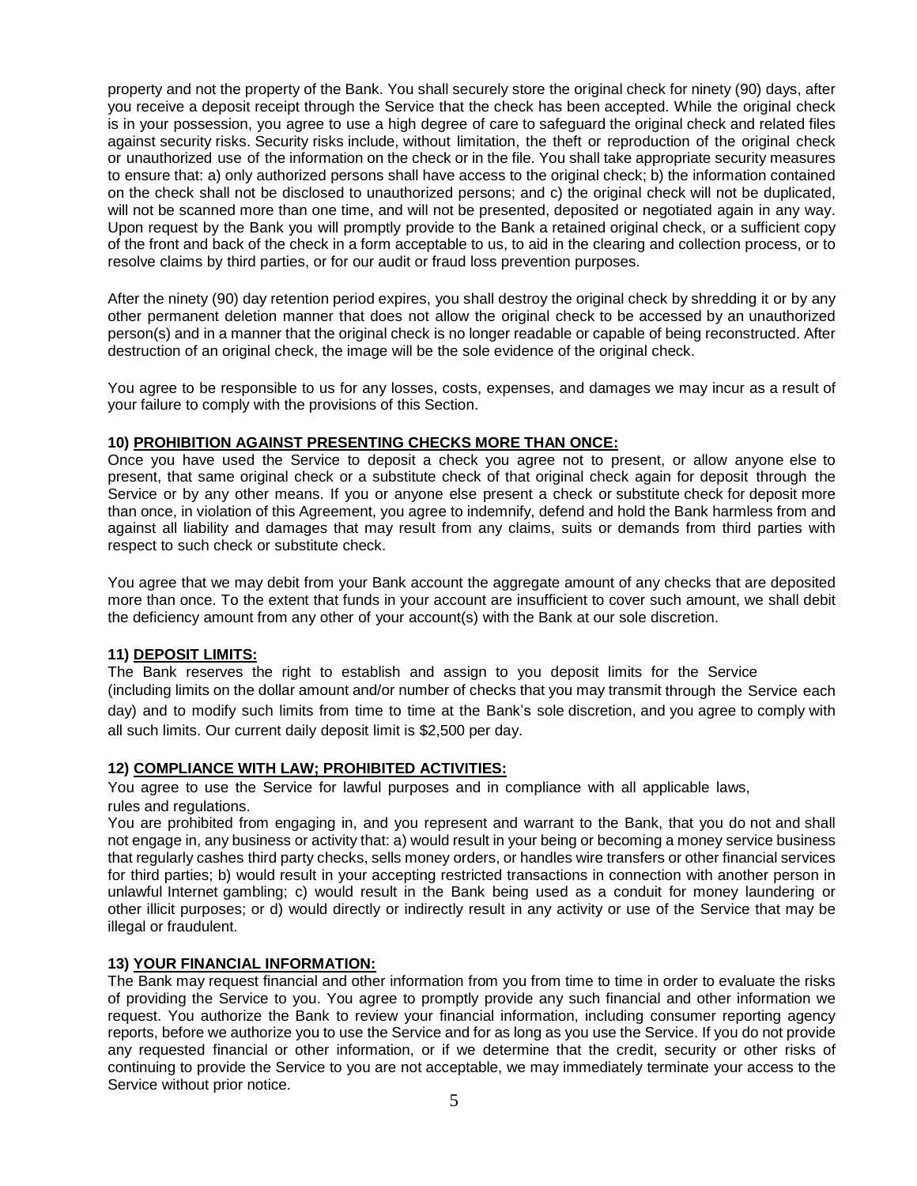property and not the property of the Bank. You shall securely store the original check for ninety (90) days, after you receive a deposit receipt through the Service that the check has been accepted. While the original check is in your possession, you agree to use a high degree of care to safeguard the original check and related files against security risks. Security risks include, without limitation, the theft or reproduction of the original check or unauthorized use of the information on the check or in the file. You shall take appropriate security measures to ensure that: a) only authorized persons shall have access to the original check; b) the information contained on the check shall not be disclosed to unauthorized persons; and c) the original check will not be duplicated, will not be scanned more than one time, and will not be presented, deposited or negotiated again in any way. Upon request by the Bank you will promptly provide to the Bank a retained original check, or a sufficient copy of the front and back of the check in a form acceptable to us, to aid in the clearing and collection process, or to resolve claims by third parties, or for our audit or fraud loss prevention purposes.

After the ninety (90) day retention period expires, you shall destroy the original check by shredding it or by any other permanent deletion manner that does not allow the original check to be accessed by an unauthorized person(s) and in a manner that the original check is no longer readable or capable of being reconstructed. After destruction of an original check, the image will be the sole evidence of the original check.

You agree to be responsible to us for any losses, costs, expenses, and damages we may incur as a result of your failure to comply with the provisions of this Section.

**10) PROHIBITION AGAINST PRESENTING CHECKS MORE THAN ONCE:**

Once you have used the Service to deposit a check you agree not to present, or allow anyone else to present, that same original check or a substitute check of that original check again for deposit through the Service or by any other means. If you or anyone else present a check or substitute check for deposit more than once, in violation of this Agreement, you agree to indemnify, defend and hold the Bank harmless from and against all liability and damages that may result from any claims, suits or demands from third parties with respect to such check or substitute check.

You agree that we may debit from your Bank account the aggregate amount of any checks that are deposited more than once. To the extent that funds in your account are insufficient to cover such amount, we shall debit the deficiency amount from any other of your account(s) with the Bank at our sole discretion.

**11) DEPOSIT LIMITS:**

The Bank reserves the right to establish and assign to you deposit limits for the Service (including limits on the dollar amount and/or number of checks that you may transmit through the Service each day) and to modify such limits from time to time at the Bank's sole discretion, and you agree to comply with all such limits. Our current daily deposit limit is $2,500 per day.

**12) COMPLIANCE WITH LAW; PROHIBITED ACTIVITIES:**

You agree to use the Service for lawful purposes and in compliance with all applicable laws, rules and regulations.

You are prohibited from engaging in, and you represent and warrant to the Bank, that you do not and shall not engage in, any business or activity that: a) would result in your being or becoming a money service business that regularly cashes third party checks, sells money orders, or handles wire transfers or other financial services for third parties; b) would result in your accepting restricted transactions in connection with another person in unlawful Internet gambling; c) would result in the Bank being used as a conduit for money laundering or other illicit purposes; or d) would directly or indirectly result in any activity or use of the Service that may be illegal or fraudulent.

**13) YOUR FINANCIAL INFORMATION:**

The Bank may request financial and other information from you from time to time in order to evaluate the risks of providing the Service to you. You agree to promptly provide any such financial and other information we request. You authorize the Bank to review your financial information, including consumer reporting agency reports, before we authorize you to use the Service and for as long as you use the Service. If you do not provide any requested financial or other information, or if we determine that the credit, security or other risks of continuing to provide the Service to you are not acceptable, we may immediately terminate your access to the Service without prior notice.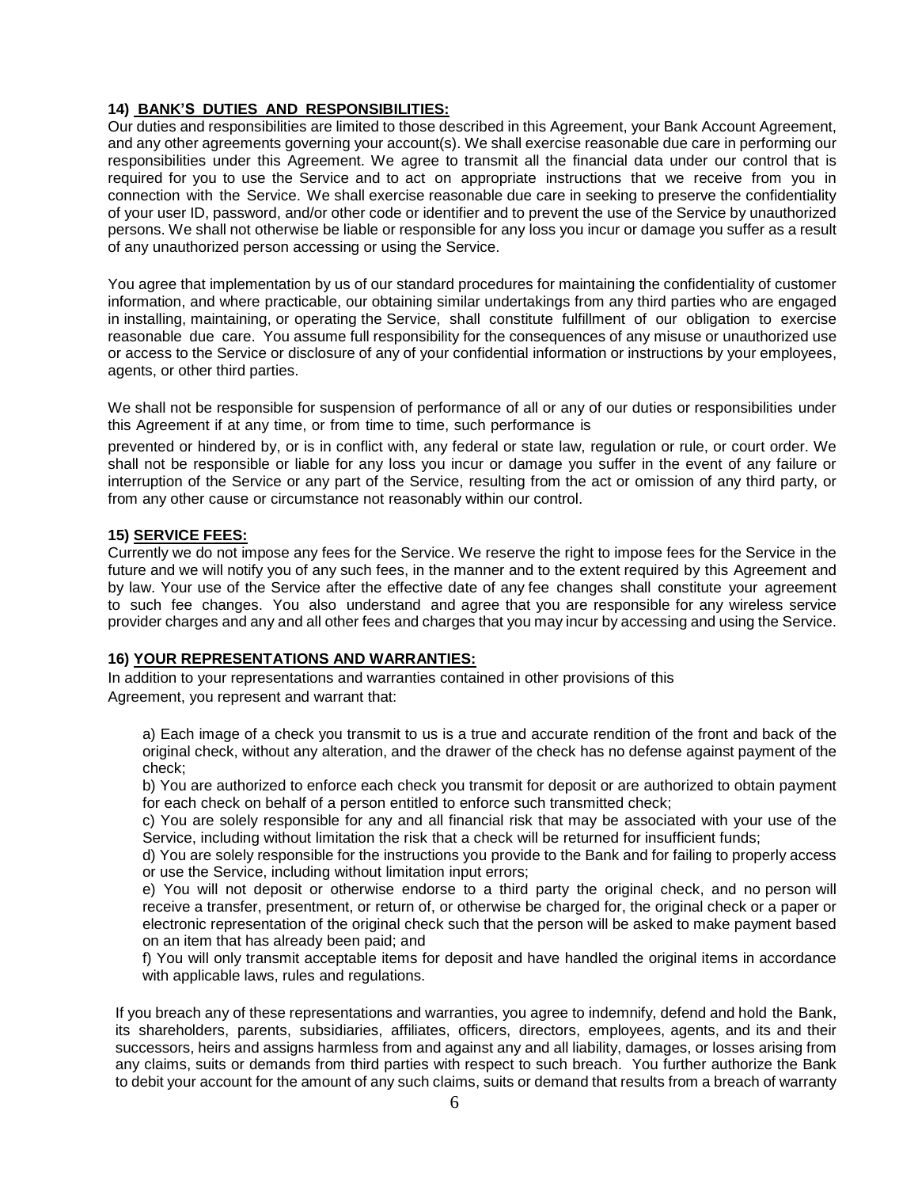### 14) BANK'S DUTIES AND RESPONSIBILITIES:

Our duties and responsibilities are limited to those described in this Agreement, your Bank Account Agreement, and any other agreements governing your account(s). We shall exercise reasonable due care in performing our responsibilities under this Agreement. We agree to transmit all the financial data under our control that is required for you to use the Service and to act on appropriate instructions that we receive from you in connection with the Service. We shall exercise reasonable due care in seeking to preserve the confidentiality of your user ID, password, and/or other code or identifier and to prevent the use of the Service by unauthorized persons. We shall not otherwise be liable or responsible for any loss you incur or damage you suffer as a result of any unauthorized person accessing or using the Service.

You agree that implementation by us of our standard procedures for maintaining the confidentiality of customer information, and where practicable, our obtaining similar undertakings from any third parties who are engaged in installing, maintaining, or operating the Service, shall constitute fulfillment of our obligation to exercise reasonable due care. You assume full responsibility for the consequences of any misuse or unauthorized use or access to the Service or disclosure of any of your confidential information or instructions by your employees, agents, or other third parties.

We shall not be responsible for suspension of performance of all or any of our duties or responsibilities under this Agreement if at any time, or from time to time, such performance is prevented or hindered by, or is in conflict with, any federal or state law, regulation or rule, or court order. We shall not be responsible or liable for any loss you incur or damage you suffer in the event of any failure or interruption of the Service or any part of the Service, resulting from the act or omission of any third party, or from any other cause or circumstance not reasonably within our control.

### 15) SERVICE FEES:

Currently we do not impose any fees for the Service. We reserve the right to impose fees for the Service in the future and we will notify you of any such fees, in the manner and to the extent required by this Agreement and by law. Your use of the Service after the effective date of any fee changes shall constitute your agreement to such fee changes. You also understand and agree that you are responsible for any wireless service provider charges and any and all other fees and charges that you may incur by accessing and using the Service.

### 16) YOUR REPRESENTATIONS AND WARRANTIES:

In addition to your representations and warranties contained in other provisions of this Agreement, you represent and warrant that:

a) Each image of a check you transmit to us is a true and accurate rendition of the front and back of the original check, without any alteration, and the drawer of the check has no defense against payment of the check;

b) You are authorized to enforce each check you transmit for deposit or are authorized to obtain payment for each check on behalf of a person entitled to enforce such transmitted check;

c) You are solely responsible for any and all financial risk that may be associated with your use of the Service, including without limitation the risk that a check will be returned for insufficient funds;

d) You are solely responsible for the instructions you provide to the Bank and for failing to properly access or use the Service, including without limitation input errors;

e) You will not deposit or otherwise endorse to a third party the original check, and no person will receive a transfer, presentment, or return of, or otherwise be charged for, the original check or a paper or electronic representation of the original check such that the person will be asked to make payment based on an item that has already been paid; and

f) You will only transmit acceptable items for deposit and have handled the original items in accordance with applicable laws, rules and regulations.

If you breach any of these representations and warranties, you agree to indemnify, defend and hold the Bank, its shareholders, parents, subsidiaries, affiliates, officers, directors, employees, agents, and its and their successors, heirs and assigns harmless from and against any and all liability, damages, or losses arising from any claims, suits or demands from third parties with respect to such breach. You further authorize the Bank to debit your account for the amount of any such claims, suits or demand that results from a breach of warranty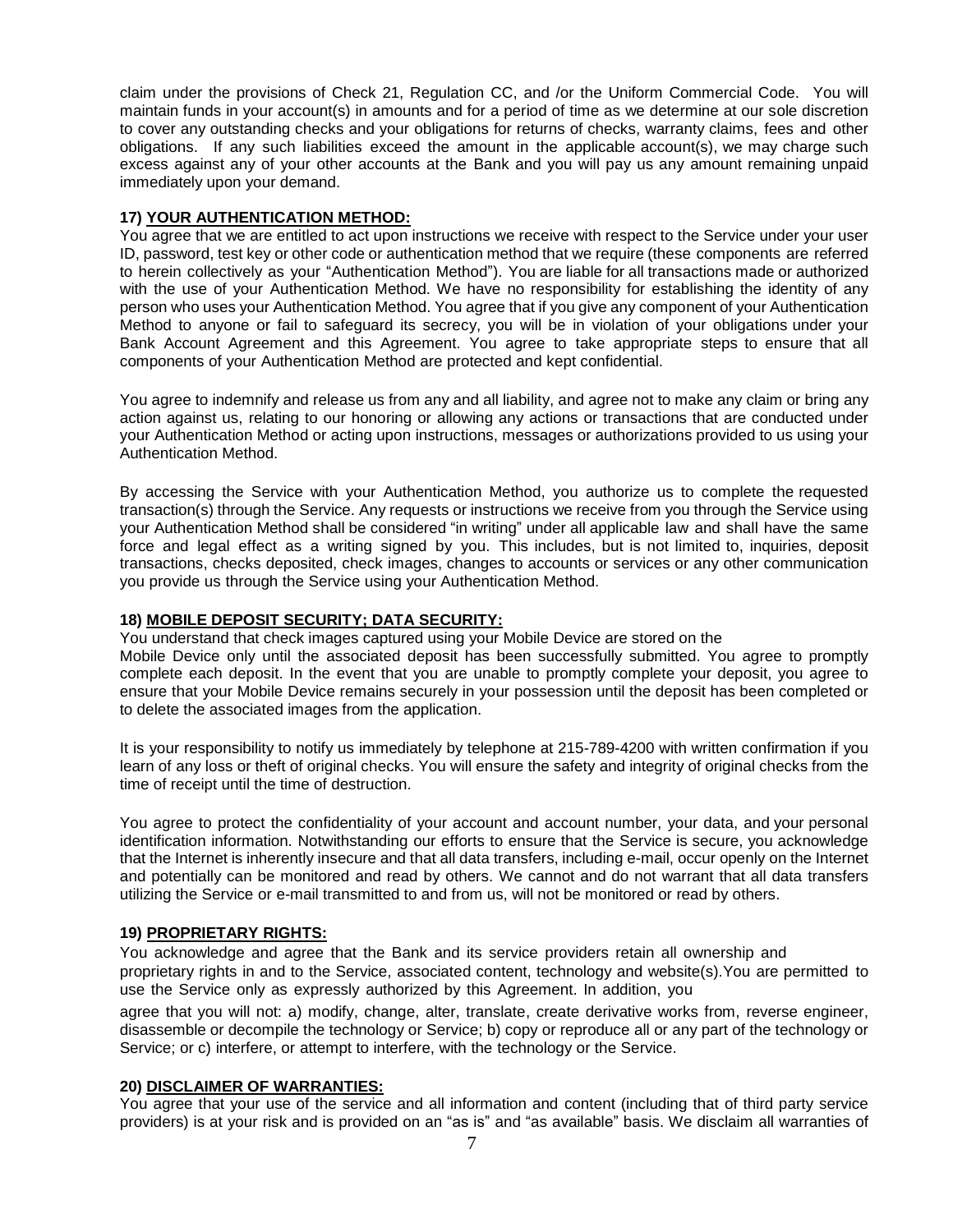claim under the provisions of Check 21, Regulation CC, and /or the Uniform Commercial Code. You will maintain funds in your account(s) in amounts and for a period of time as we determine at our sole discretion to cover any outstanding checks and your obligations for returns of checks, warranty claims, fees and other obligations. If any such liabilities exceed the amount in the applicable account(s), we may charge such excess against any of your other accounts at the Bank and you will pay us any amount remaining unpaid immediately upon your demand.

**17) <u>YOUR AUTHENTICATION METHOD:</u>**

You agree that we are entitled to act upon instructions we receive with respect to the Service under your user ID, password, test key or other code or authentication method that we require (these components are referred to herein collectively as your "Authentication Method"). You are liable for all transactions made or authorized with the use of your Authentication Method. We have no responsibility for establishing the identity of any person who uses your Authentication Method. You agree that if you give any component of your Authentication Method to anyone or fail to safeguard its secrecy, you will be in violation of your obligations under your Bank Account Agreement and this Agreement. You agree to take appropriate steps to ensure that all components of your Authentication Method are protected and kept confidential.

You agree to indemnify and release us from any and all liability, and agree not to make any claim or bring any action against us, relating to our honoring or allowing any actions or transactions that are conducted under your Authentication Method or acting upon instructions, messages or authorizations provided to us using your Authentication Method.

By accessing the Service with your Authentication Method, you authorize us to complete the requested transaction(s) through the Service. Any requests or instructions we receive from you through the Service using your Authentication Method shall be considered "in writing" under all applicable law and shall have the same force and legal effect as a writing signed by you. This includes, but is not limited to, inquiries, deposit transactions, checks deposited, check images, changes to accounts or services or any other communication you provide us through the Service using your Authentication Method.

**18) <u>MOBILE DEPOSIT SECURITY; DATA SECURITY:</u>**

You understand that check images captured using your Mobile Device are stored on the Mobile Device only until the associated deposit has been successfully submitted. You agree to promptly complete each deposit. In the event that you are unable to promptly complete your deposit, you agree to ensure that your Mobile Device remains securely in your possession until the deposit has been completed or to delete the associated images from the application.

It is your responsibility to notify us immediately by telephone at 215-789-4200 with written confirmation if you learn of any loss or theft of original checks. You will ensure the safety and integrity of original checks from the time of receipt until the time of destruction.

You agree to protect the confidentiality of your account and account number, your data, and your personal identification information. Notwithstanding our efforts to ensure that the Service is secure, you acknowledge that the Internet is inherently insecure and that all data transfers, including e-mail, occur openly on the Internet and potentially can be monitored and read by others. We cannot and do not warrant that all data transfers utilizing the Service or e-mail transmitted to and from us, will not be monitored or read by others.

**19) <u>PROPRIETARY RIGHTS:</u>**

You acknowledge and agree that the Bank and its service providers retain all ownership and proprietary rights in and to the Service, associated content, technology and website(s).You are permitted to use the Service only as expressly authorized by this Agreement. In addition, you agree that you will not: a) modify, change, alter, translate, create derivative works from, reverse engineer, disassemble or decompile the technology or Service; b) copy or reproduce all or any part of the technology or Service; or c) interfere, or attempt to interfere, with the technology or the Service.

**20) <u>DISCLAIMER OF WARRANTIES:</u>**

You agree that your use of the service and all information and content (including that of third party service providers) is at your risk and is provided on an "as is" and "as available" basis. We disclaim all warranties of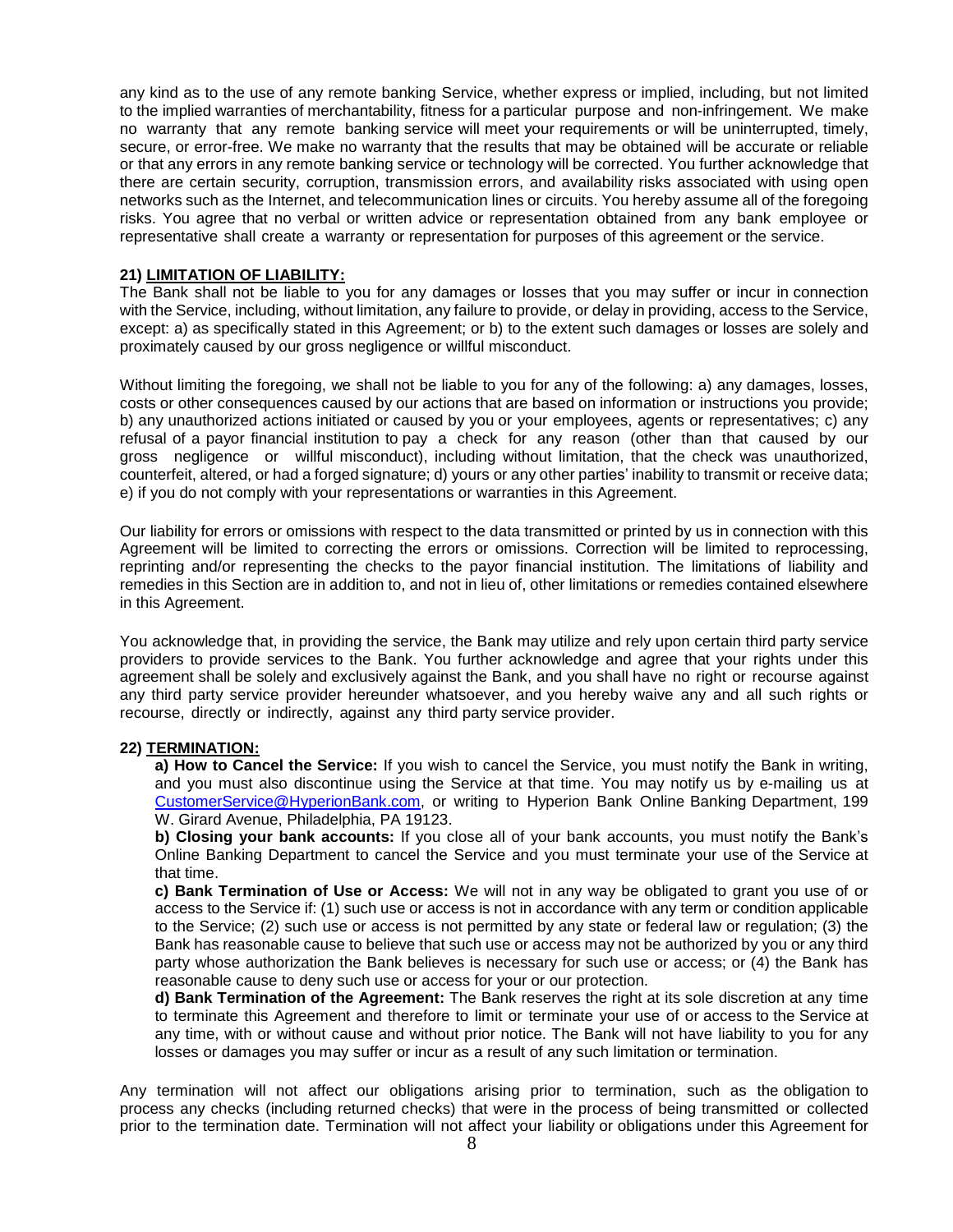any kind as to the use of any remote banking Service, whether express or implied, including, but not limited to the implied warranties of merchantability, fitness for a particular purpose and non-infringement. We make no warranty that any remote banking service will meet your requirements or will be uninterrupted, timely, secure, or error-free. We make no warranty that the results that may be obtained will be accurate or reliable or that any errors in any remote banking service or technology will be corrected. You further acknowledge that there are certain security, corruption, transmission errors, and availability risks associated with using open networks such as the Internet, and telecommunication lines or circuits. You hereby assume all of the foregoing risks. You agree that no verbal or written advice or representation obtained from any bank employee or representative shall create a warranty or representation for purposes of this agreement or the service.

**21) LIMITATION OF LIABILITY:**

The Bank shall not be liable to you for any damages or losses that you may suffer or incur in connection with the Service, including, without limitation, any failure to provide, or delay in providing, access to the Service, except: a) as specifically stated in this Agreement; or b) to the extent such damages or losses are solely and proximately caused by our gross negligence or willful misconduct.

Without limiting the foregoing, we shall not be liable to you for any of the following: a) any damages, losses, costs or other consequences caused by our actions that are based on information or instructions you provide; b) any unauthorized actions initiated or caused by you or your employees, agents or representatives; c) any refusal of a payor financial institution to pay a check for any reason (other than that caused by our gross negligence or willful misconduct), including without limitation, that the check was unauthorized, counterfeit, altered, or had a forged signature; d) yours or any other parties' inability to transmit or receive data; e) if you do not comply with your representations or warranties in this Agreement.

Our liability for errors or omissions with respect to the data transmitted or printed by us in connection with this Agreement will be limited to correcting the errors or omissions. Correction will be limited to reprocessing, reprinting and/or representing the checks to the payor financial institution. The limitations of liability and remedies in this Section are in addition to, and not in lieu of, other limitations or remedies contained elsewhere in this Agreement.

You acknowledge that, in providing the service, the Bank may utilize and rely upon certain third party service providers to provide services to the Bank. You further acknowledge and agree that your rights under this agreement shall be solely and exclusively against the Bank, and you shall have no right or recourse against any third party service provider hereunder whatsoever, and you hereby waive any and all such rights or recourse, directly or indirectly, against any third party service provider.

**22) TERMINATION:**

**a) How to Cancel the Service:** If you wish to cancel the Service, you must notify the Bank in writing, and you must also discontinue using the Service at that time. You may notify us by e-mailing us at CustomerService@HyperionBank.com, or writing to Hyperion Bank Online Banking Department, 199 W. Girard Avenue, Philadelphia, PA 19123.

**b) Closing your bank accounts:** If you close all of your bank accounts, you must notify the Bank's Online Banking Department to cancel the Service and you must terminate your use of the Service at that time.

**c) Bank Termination of Use or Access:** We will not in any way be obligated to grant you use of or access to the Service if: (1) such use or access is not in accordance with any term or condition applicable to the Service; (2) such use or access is not permitted by any state or federal law or regulation; (3) the Bank has reasonable cause to believe that such use or access may not be authorized by you or any third party whose authorization the Bank believes is necessary for such use or access; or (4) the Bank has reasonable cause to deny such use or access for your or our protection.

**d) Bank Termination of the Agreement:** The Bank reserves the right at its sole discretion at any time to terminate this Agreement and therefore to limit or terminate your use of or access to the Service at any time, with or without cause and without prior notice. The Bank will not have liability to you for any losses or damages you may suffer or incur as a result of any such limitation or termination.

Any termination will not affect our obligations arising prior to termination, such as the obligation to process any checks (including returned checks) that were in the process of being transmitted or collected prior to the termination date. Termination will not affect your liability or obligations under this Agreement for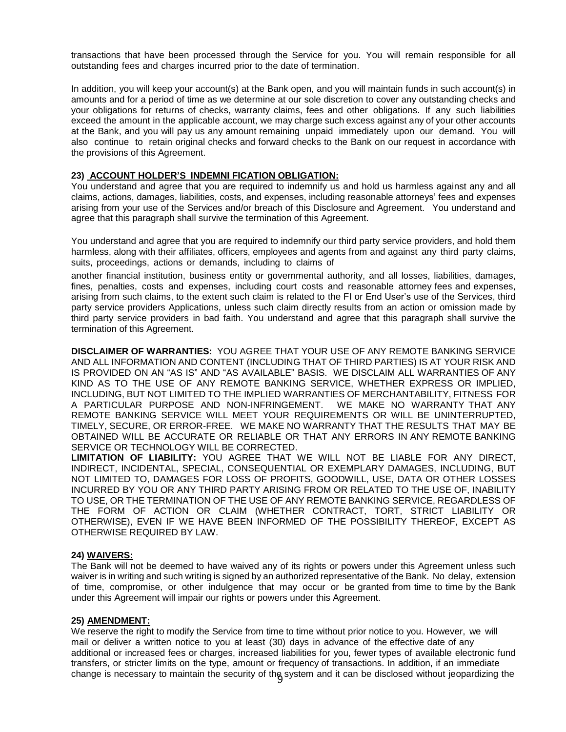transactions that have been processed through the Service for you. You will remain responsible for all outstanding fees and charges incurred prior to the date of termination.

In addition, you will keep your account(s) at the Bank open, and you will maintain funds in such account(s) in amounts and for a period of time as we determine at our sole discretion to cover any outstanding checks and your obligations for returns of checks, warranty claims, fees and other obligations. If any such liabilities exceed the amount in the applicable account, we may charge such excess against any of your other accounts at the Bank, and you will pay us any amount remaining unpaid immediately upon our demand. You will also continue to retain original checks and forward checks to the Bank on our request in accordance with the provisions of this Agreement.

**23) ACCOUNT HOLDER'S INDEMNI FICATION OBLIGATION:**

You understand and agree that you are required to indemnify us and hold us harmless against any and all claims, actions, damages, liabilities, costs, and expenses, including reasonable attorneys' fees and expenses arising from your use of the Services and/or breach of this Disclosure and Agreement. You understand and agree that this paragraph shall survive the termination of this Agreement.

You understand and agree that you are required to indemnify our third party service providers, and hold them harmless, along with their affiliates, officers, employees and agents from and against any third party claims, suits, proceedings, actions or demands, including to claims of another financial institution, business entity or governmental authority, and all losses, liabilities, damages, fines, penalties, costs and expenses, including court costs and reasonable attorney fees and expenses, arising from such claims, to the extent such claim is related to the FI or End User's use of the Services, third party service providers Applications, unless such claim directly results from an action or omission made by third party service providers in bad faith. You understand and agree that this paragraph shall survive the termination of this Agreement.

**DISCLAIMER OF WARRANTIES:** YOU AGREE THAT YOUR USE OF ANY REMOTE BANKING SERVICE AND ALL INFORMATION AND CONTENT (INCLUDING THAT OF THIRD PARTIES) IS AT YOUR RISK AND IS PROVIDED ON AN "AS IS" AND "AS AVAILABLE" BASIS. WE DISCLAIM ALL WARRANTIES OF ANY KIND AS TO THE USE OF ANY REMOTE BANKING SERVICE, WHETHER EXPRESS OR IMPLIED, INCLUDING, BUT NOT LIMITED TO THE IMPLIED WARRANTIES OF MERCHANTABILITY, FITNESS FOR A PARTICULAR PURPOSE AND NON-INFRINGEMENT. WE MAKE NO WARRANTY THAT ANY REMOTE BANKING SERVICE WILL MEET YOUR REQUIREMENTS OR WILL BE UNINTERRUPTED, TIMELY, SECURE, OR ERROR-FREE. WE MAKE NO WARRANTY THAT THE RESULTS THAT MAY BE OBTAINED WILL BE ACCURATE OR RELIABLE OR THAT ANY ERRORS IN ANY REMOTE BANKING SERVICE OR TECHNOLOGY WILL BE CORRECTED.

**LIMITATION OF LIABILITY:** YOU AGREE THAT WE WILL NOT BE LIABLE FOR ANY DIRECT, INDIRECT, INCIDENTAL, SPECIAL, CONSEQUENTIAL OR EXEMPLARY DAMAGES, INCLUDING, BUT NOT LIMITED TO, DAMAGES FOR LOSS OF PROFITS, GOODWILL, USE, DATA OR OTHER LOSSES INCURRED BY YOU OR ANY THIRD PARTY ARISING FROM OR RELATED TO THE USE OF, INABILITY TO USE, OR THE TERMINATION OF THE USE OF ANY REMOTE BANKING SERVICE, REGARDLESS OF THE FORM OF ACTION OR CLAIM (WHETHER CONTRACT, TORT, STRICT LIABILITY OR OTHERWISE), EVEN IF WE HAVE BEEN INFORMED OF THE POSSIBILITY THEREOF, EXCEPT AS OTHERWISE REQUIRED BY LAW.

**24) WAIVERS:**

The Bank will not be deemed to have waived any of its rights or powers under this Agreement unless such waiver is in writing and such writing is signed by an authorized representative of the Bank. No delay, extension of time, compromise, or other indulgence that may occur or be granted from time to time by the Bank under this Agreement will impair our rights or powers under this Agreement.

**25) AMENDMENT:**

We reserve the right to modify the Service from time to time without prior notice to you. However, we will mail or deliver a written notice to you at least (30) days in advance of the effective date of any additional or increased fees or charges, increased liabilities for you, fewer types of available electronic fund transfers, or stricter limits on the type, amount or frequency of transactions. In addition, if an immediate change is necessary to maintain the security of the system and it can be disclosed without jeopardizing the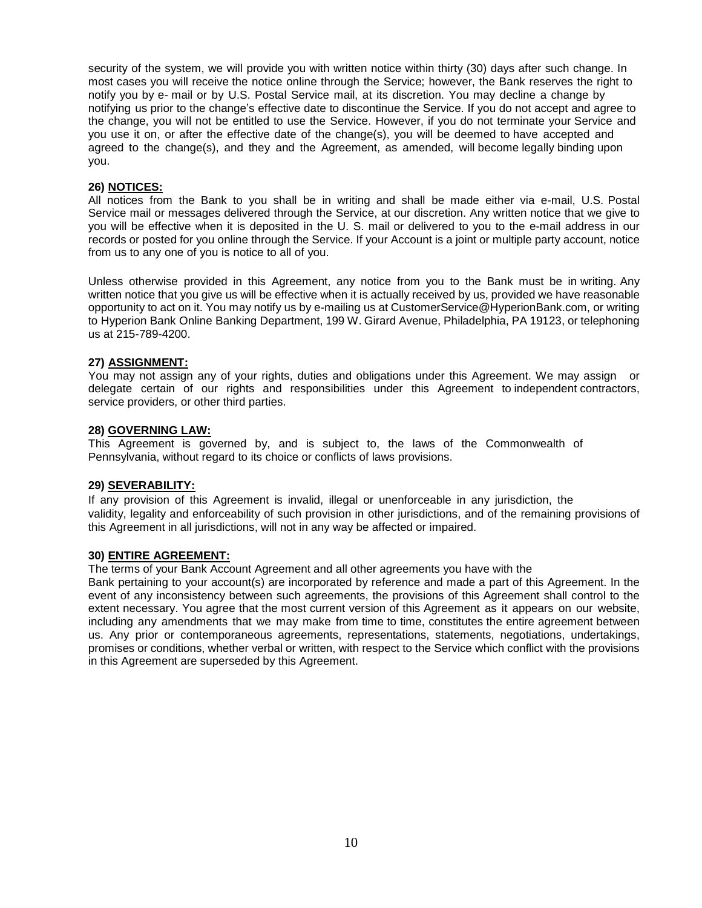security of the system, we will provide you with written notice within thirty (30) days after such change. In most cases you will receive the notice online through the Service; however, the Bank reserves the right to notify you by e- mail or by U.S. Postal Service mail, at its discretion. You may decline a change by notifying us prior to the change's effective date to discontinue the Service. If you do not accept and agree to the change, you will not be entitled to use the Service. However, if you do not terminate your Service and you use it on, or after the effective date of the change(s), you will be deemed to have accepted and agreed to the change(s), and they and the Agreement, as amended, will become legally binding upon you.

**26) NOTICES:**

All notices from the Bank to you shall be in writing and shall be made either via e-mail, U.S. Postal Service mail or messages delivered through the Service, at our discretion. Any written notice that we give to you will be effective when it is deposited in the U. S. mail or delivered to you to the e-mail address in our records or posted for you online through the Service. If your Account is a joint or multiple party account, notice from us to any one of you is notice to all of you.

Unless otherwise provided in this Agreement, any notice from you to the Bank must be in writing. Any written notice that you give us will be effective when it is actually received by us, provided we have reasonable opportunity to act on it. You may notify us by e-mailing us at CustomerService@HyperionBank.com, or writing to Hyperion Bank Online Banking Department, 199 W. Girard Avenue, Philadelphia, PA 19123, or telephoning us at 215-789-4200.

**27) ASSIGNMENT:**

You may not assign any of your rights, duties and obligations under this Agreement. We may assign or delegate certain of our rights and responsibilities under this Agreement to independent contractors, service providers, or other third parties.

**28) GOVERNING LAW:**

This Agreement is governed by, and is subject to, the laws of the Commonwealth of Pennsylvania, without regard to its choice or conflicts of laws provisions.

**29) SEVERABILITY:**

If any provision of this Agreement is invalid, illegal or unenforceable in any jurisdiction, the validity, legality and enforceability of such provision in other jurisdictions, and of the remaining provisions of this Agreement in all jurisdictions, will not in any way be affected or impaired.

**30) ENTIRE AGREEMENT:**

The terms of your Bank Account Agreement and all other agreements you have with the Bank pertaining to your account(s) are incorporated by reference and made a part of this Agreement. In the event of any inconsistency between such agreements, the provisions of this Agreement shall control to the extent necessary. You agree that the most current version of this Agreement as it appears on our website, including any amendments that we may make from time to time, constitutes the entire agreement between us. Any prior or contemporaneous agreements, representations, statements, negotiations, undertakings, promises or conditions, whether verbal or written, with respect to the Service which conflict with the provisions in this Agreement are superseded by this Agreement.